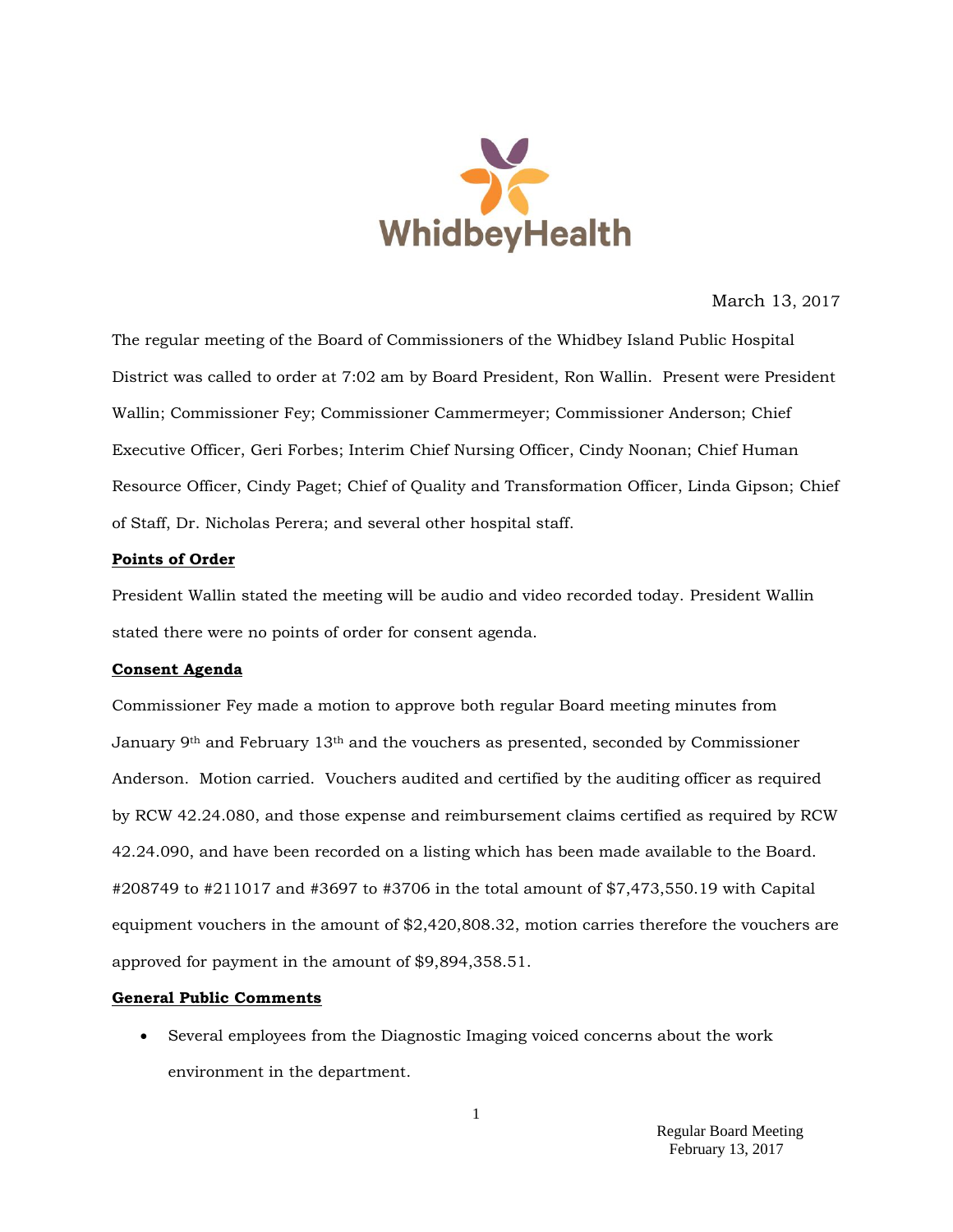WhidbeyHealth

March 13, 2017

The regular meeting of the Board of Commissioners of the Whidbey Island Public Hospital District was called to order at 7:02 am by Board President, Ron Wallin. Present were President Wallin; Commissioner Fey; Commissioner Cammermeyer; Commissioner Anderson; Chief Executive Officer, Geri Forbes; Interim Chief Nursing Officer, Cindy Noonan; Chief Human Resource Officer, Cindy Paget; Chief of Quality and Transformation Officer, Linda Gipson; Chief of Staff, Dr. Nicholas Perera; and several other hospital staff.

**Points of Order**

President Wallin stated the meeting will be audio and video recorded today. President Wallin stated there were no points of order for consent agenda.

**Consent Agenda**

Commissioner Fey made a motion to approve both regular Board meeting minutes from January 9th and February 13th and the vouchers as presented, seconded by Commissioner Anderson. Motion carried. Vouchers audited and certified by the auditing officer as required by RCW 42.24.080, and those expense and reimbursement claims certified as required by RCW 42.24.090, and have been recorded on a listing which has been made available to the Board. #208749 to #211017 and #3697 to #3706 in the total amount of $7,473,550.19 with Capital equipment vouchers in the amount of $2,420,808.32, motion carries therefore the vouchers are approved for payment in the amount of $9,894,358.51.

**General Public Comments**

- Several employees from the Diagnostic Imaging voiced concerns about the work environment in the department.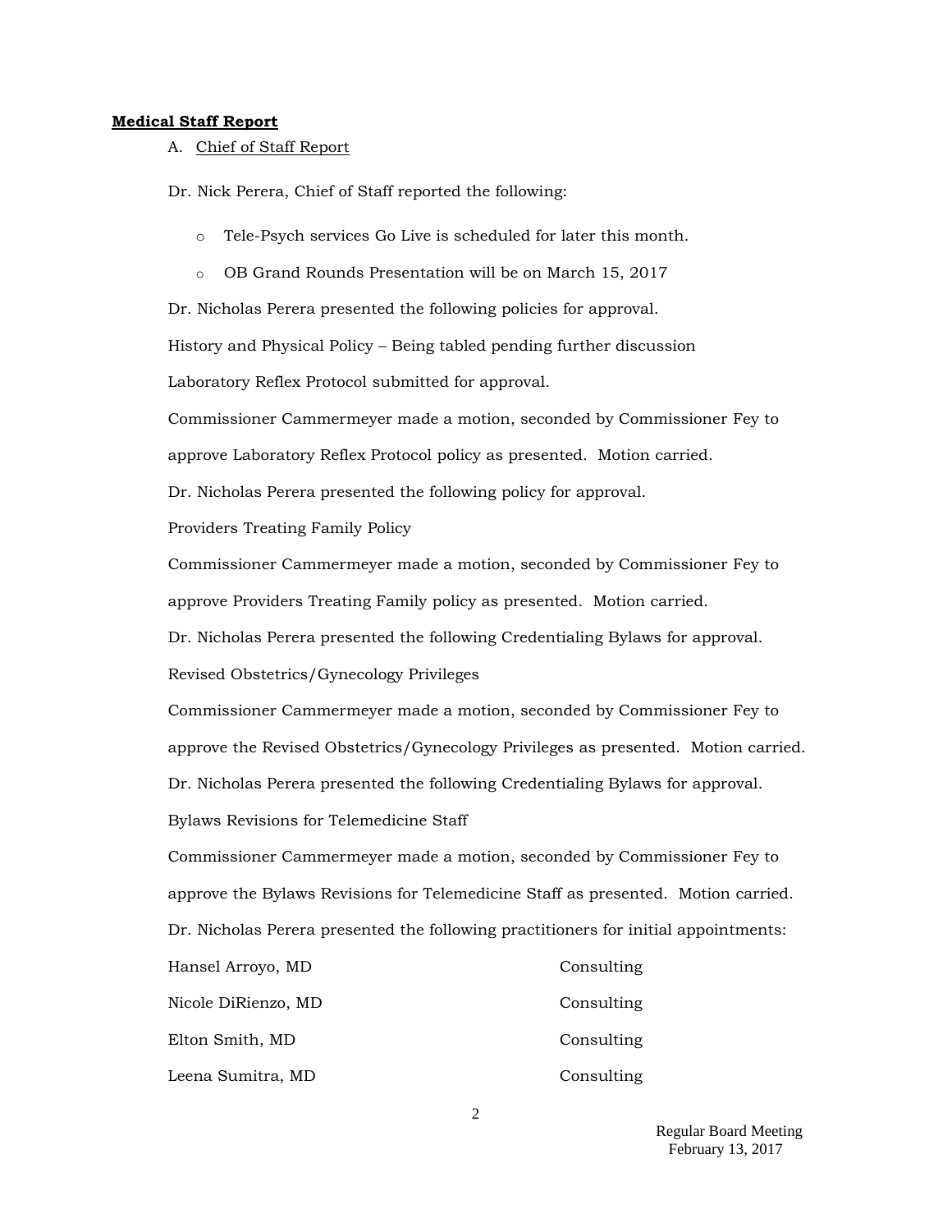**Medical Staff Report**

A. Chief of Staff Report

Dr. Nick Perera, Chief of Staff reported the following:

- Tele-Psych services Go Live is scheduled for later this month.
- OB Grand Rounds Presentation will be on March 15, 2017

Dr. Nicholas Perera presented the following policies for approval.

History and Physical Policy – Being tabled pending further discussion

Laboratory Reflex Protocol submitted for approval.

Commissioner Cammermeyer made a motion, seconded by Commissioner Fey to approve Laboratory Reflex Protocol policy as presented. Motion carried.

Dr. Nicholas Perera presented the following policy for approval.

Providers Treating Family Policy

Commissioner Cammermeyer made a motion, seconded by Commissioner Fey to approve Providers Treating Family policy as presented. Motion carried.

Dr. Nicholas Perera presented the following Credentialing Bylaws for approval.

Revised Obstetrics/Gynecology Privileges

Commissioner Cammermeyer made a motion, seconded by Commissioner Fey to approve the Revised Obstetrics/Gynecology Privileges as presented. Motion carried.

Dr. Nicholas Perera presented the following Credentialing Bylaws for approval.

Bylaws Revisions for Telemedicine Staff

Commissioner Cammermeyer made a motion, seconded by Commissioner Fey to approve the Bylaws Revisions for Telemedicine Staff as presented. Motion carried.

Dr. Nicholas Perera presented the following practitioners for initial appointments:

| | |
|---|---|
| Hansel Arroyo, MD | Consulting |
| Nicole DiRienzo, MD | Consulting |
| Elton Smith, MD | Consulting |
| Leena Sumitra, MD | Consulting |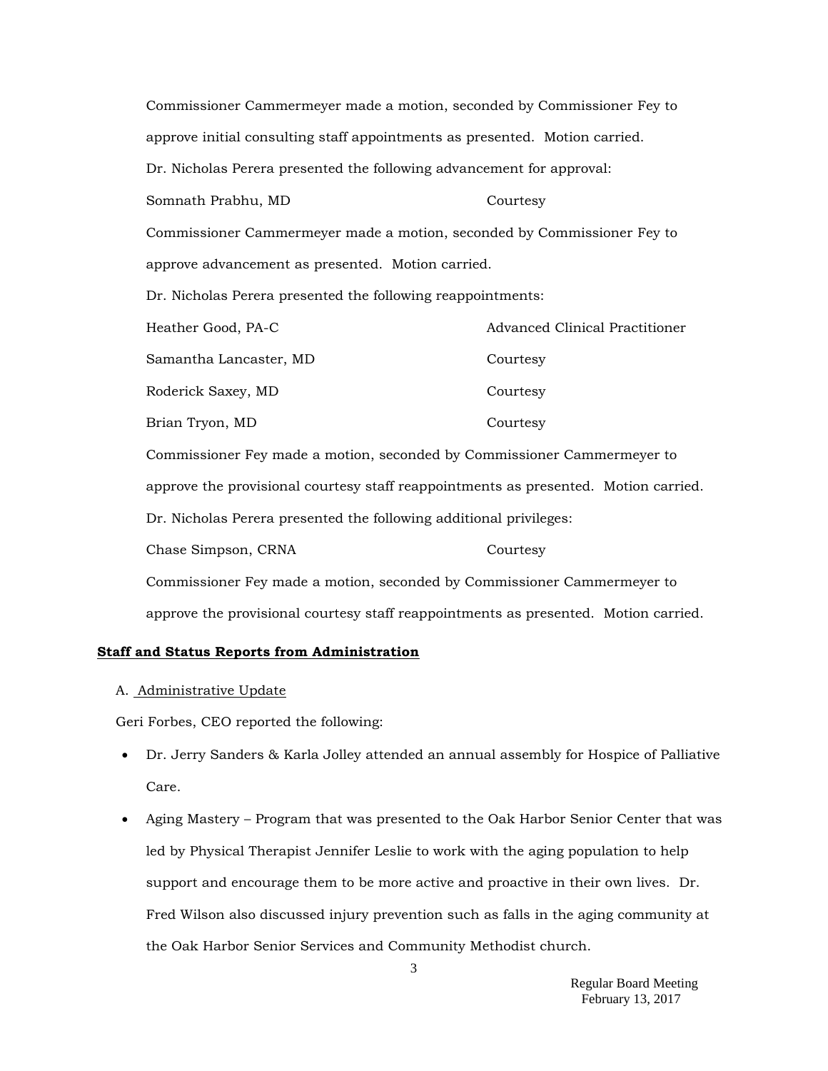Commissioner Cammermeyer made a motion, seconded by Commissioner Fey to approve initial consulting staff appointments as presented. Motion carried.

Dr. Nicholas Perera presented the following advancement for approval:

| | |
|---|---|
| Somnath Prabhu, MD | Courtesy |

Commissioner Cammermeyer made a motion, seconded by Commissioner Fey to approve advancement as presented. Motion carried.

Dr. Nicholas Perera presented the following reappointments:

| | |
|---|---|
| Heather Good, PA-C | Advanced Clinical Practitioner |
| Samantha Lancaster, MD | Courtesy |
| Roderick Saxey, MD | Courtesy |
| Brian Tryon, MD | Courtesy |

Commissioner Fey made a motion, seconded by Commissioner Cammermeyer to approve the provisional courtesy staff reappointments as presented. Motion carried.

Dr. Nicholas Perera presented the following additional privileges:

| | |
|---|---|
| Chase Simpson, CRNA | Courtesy |

Commissioner Fey made a motion, seconded by Commissioner Cammermeyer to approve the provisional courtesy staff reappointments as presented. Motion carried.

**Staff and Status Reports from Administration**

A. Administrative Update

Geri Forbes, CEO reported the following:

- Dr. Jerry Sanders & Karla Jolley attended an annual assembly for Hospice of Palliative Care.
- Aging Mastery – Program that was presented to the Oak Harbor Senior Center that was led by Physical Therapist Jennifer Leslie to work with the aging population to help support and encourage them to be more active and proactive in their own lives. Dr. Fred Wilson also discussed injury prevention such as falls in the aging community at the Oak Harbor Senior Services and Community Methodist church.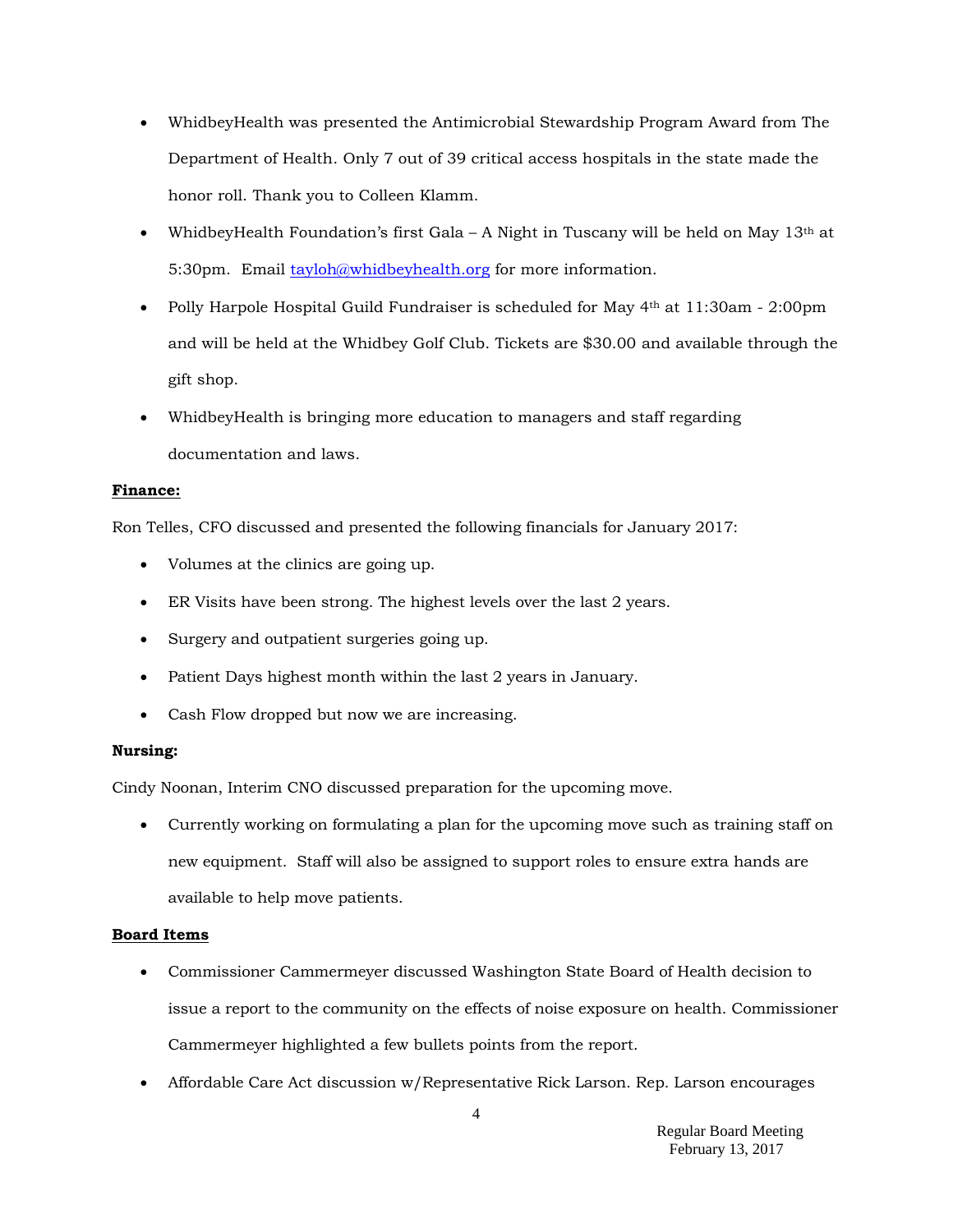- WhidbeyHealth was presented the Antimicrobial Stewardship Program Award from The Department of Health. Only 7 out of 39 critical access hospitals in the state made the honor roll. Thank you to Colleen Klamm.
- WhidbeyHealth Foundation's first Gala – A Night in Tuscany will be held on May 13th at 5:30pm. Email tayloh@whidbeyhealth.org for more information.
- Polly Harpole Hospital Guild Fundraiser is scheduled for May 4th at 11:30am - 2:00pm and will be held at the Whidbey Golf Club. Tickets are $30.00 and available through the gift shop.
- WhidbeyHealth is bringing more education to managers and staff regarding documentation and laws.

**Finance:**

Ron Telles, CFO discussed and presented the following financials for January 2017:

- Volumes at the clinics are going up.
- ER Visits have been strong. The highest levels over the last 2 years.
- Surgery and outpatient surgeries going up.
- Patient Days highest month within the last 2 years in January.
- Cash Flow dropped but now we are increasing.

**Nursing:**

Cindy Noonan, Interim CNO discussed preparation for the upcoming move.

- Currently working on formulating a plan for the upcoming move such as training staff on new equipment. Staff will also be assigned to support roles to ensure extra hands are available to help move patients.

**Board Items**

- Commissioner Cammermeyer discussed Washington State Board of Health decision to issue a report to the community on the effects of noise exposure on health. Commissioner Cammermeyer highlighted a few bullets points from the report.
- Affordable Care Act discussion w/Representative Rick Larson. Rep. Larson encourages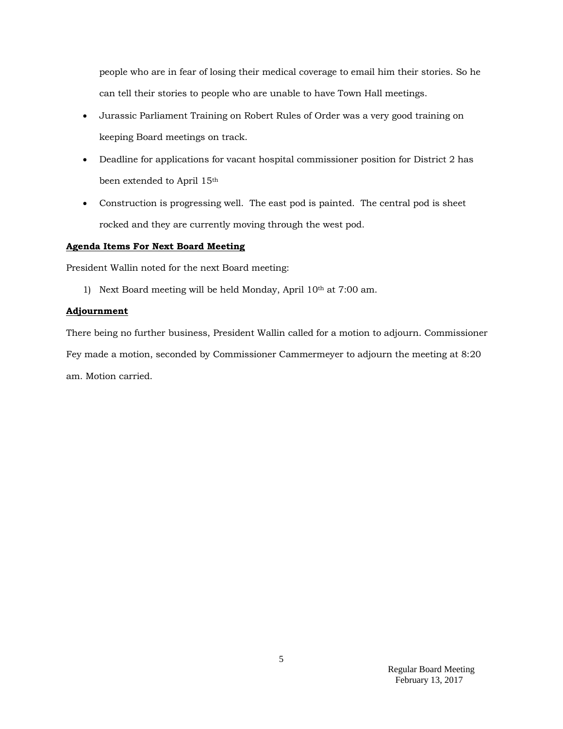people who are in fear of losing their medical coverage to email him their stories. So he can tell their stories to people who are unable to have Town Hall meetings.

- Jurassic Parliament Training on Robert Rules of Order was a very good training on keeping Board meetings on track.
- Deadline for applications for vacant hospital commissioner position for District 2 has been extended to April 15th
- Construction is progressing well. The east pod is painted. The central pod is sheet rocked and they are currently moving through the west pod.

**Agenda Items For Next Board Meeting**

President Wallin noted for the next Board meeting:

1) Next Board meeting will be held Monday, April 10th at 7:00 am.

**Adjournment**

There being no further business, President Wallin called for a motion to adjourn. Commissioner Fey made a motion, seconded by Commissioner Cammermeyer to adjourn the meeting at 8:20 am. Motion carried.